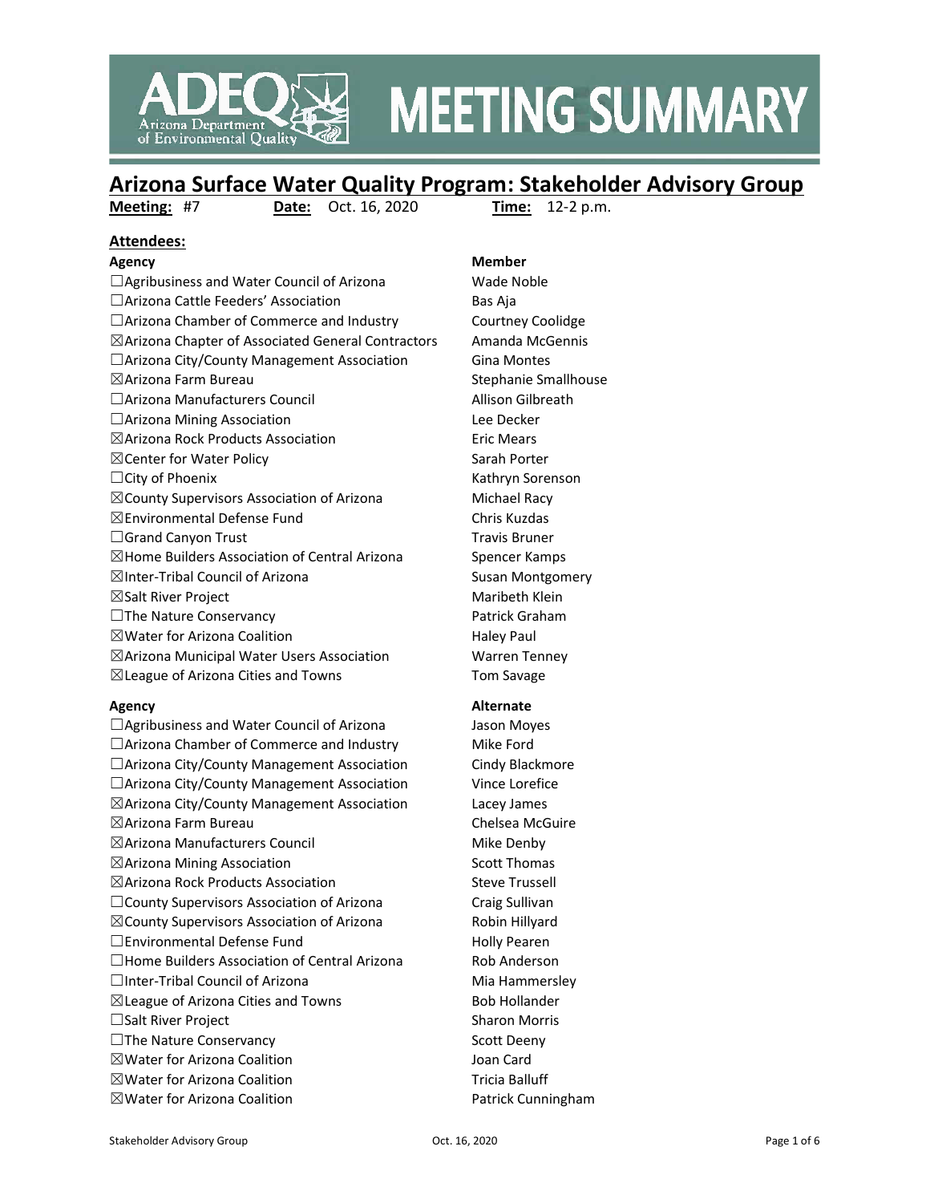# MEETING SUMMARY

## Arizona Surface Water Quality Program: Stakeholder Advisory Group

**Meeting:** #7 **Date:** Oct. 16, 2020 **Time:** 12-2 p.m.

**Attendees:**

| Agency | Member |
|---|---|
| ☐Agribusiness and Water Council of Arizona | Wade Noble |
| ☐Arizona Cattle Feeders' Association | Bas Aja |
| ☐Arizona Chamber of Commerce and Industry | Courtney Coolidge |
| ☒Arizona Chapter of Associated General Contractors | Amanda McGennis |
| ☐Arizona City/County Management Association | Gina Montes |
| ☒Arizona Farm Bureau | Stephanie Smallhouse |
| ☐Arizona Manufacturers Council | Allison Gilbreath |
| ☐Arizona Mining Association | Lee Decker |
| ☒Arizona Rock Products Association | Eric Mears |
| ☒Center for Water Policy | Sarah Porter |
| ☐City of Phoenix | Kathryn Sorenson |
| ☒County Supervisors Association of Arizona | Michael Racy |
| ☒Environmental Defense Fund | Chris Kuzdas |
| ☐Grand Canyon Trust | Travis Bruner |
| ☒Home Builders Association of Central Arizona | Spencer Kamps |
| ☒Inter-Tribal Council of Arizona | Susan Montgomery |
| ☒Salt River Project | Maribeth Klein |
| ☐The Nature Conservancy | Patrick Graham |
| ☒Water for Arizona Coalition | Haley Paul |
| ☒Arizona Municipal Water Users Association | Warren Tenney |
| ☒League of Arizona Cities and Towns | Tom Savage |

| Agency | Alternate |
|---|---|
| ☐Agribusiness and Water Council of Arizona | Jason Moyes |
| ☐Arizona Chamber of Commerce and Industry | Mike Ford |
| ☐Arizona City/County Management Association | Cindy Blackmore |
| ☐Arizona City/County Management Association | Vince Lorefice |
| ☒Arizona City/County Management Association | Lacey James |
| ☒Arizona Farm Bureau | Chelsea McGuire |
| ☒Arizona Manufacturers Council | Mike Denby |
| ☒Arizona Mining Association | Scott Thomas |
| ☒Arizona Rock Products Association | Steve Trussell |
| ☐County Supervisors Association of Arizona | Craig Sullivan |
| ☒County Supervisors Association of Arizona | Robin Hillyard |
| ☐Environmental Defense Fund | Holly Pearen |
| ☐Home Builders Association of Central Arizona | Rob Anderson |
| ☐Inter-Tribal Council of Arizona | Mia Hammersley |
| ☒League of Arizona Cities and Towns | Bob Hollander |
| ☐Salt River Project | Sharon Morris |
| ☐The Nature Conservancy | Scott Deeny |
| ☒Water for Arizona Coalition | Joan Card |
| ☒Water for Arizona Coalition | Tricia Balluff |
| ☒Water for Arizona Coalition | Patrick Cunningham |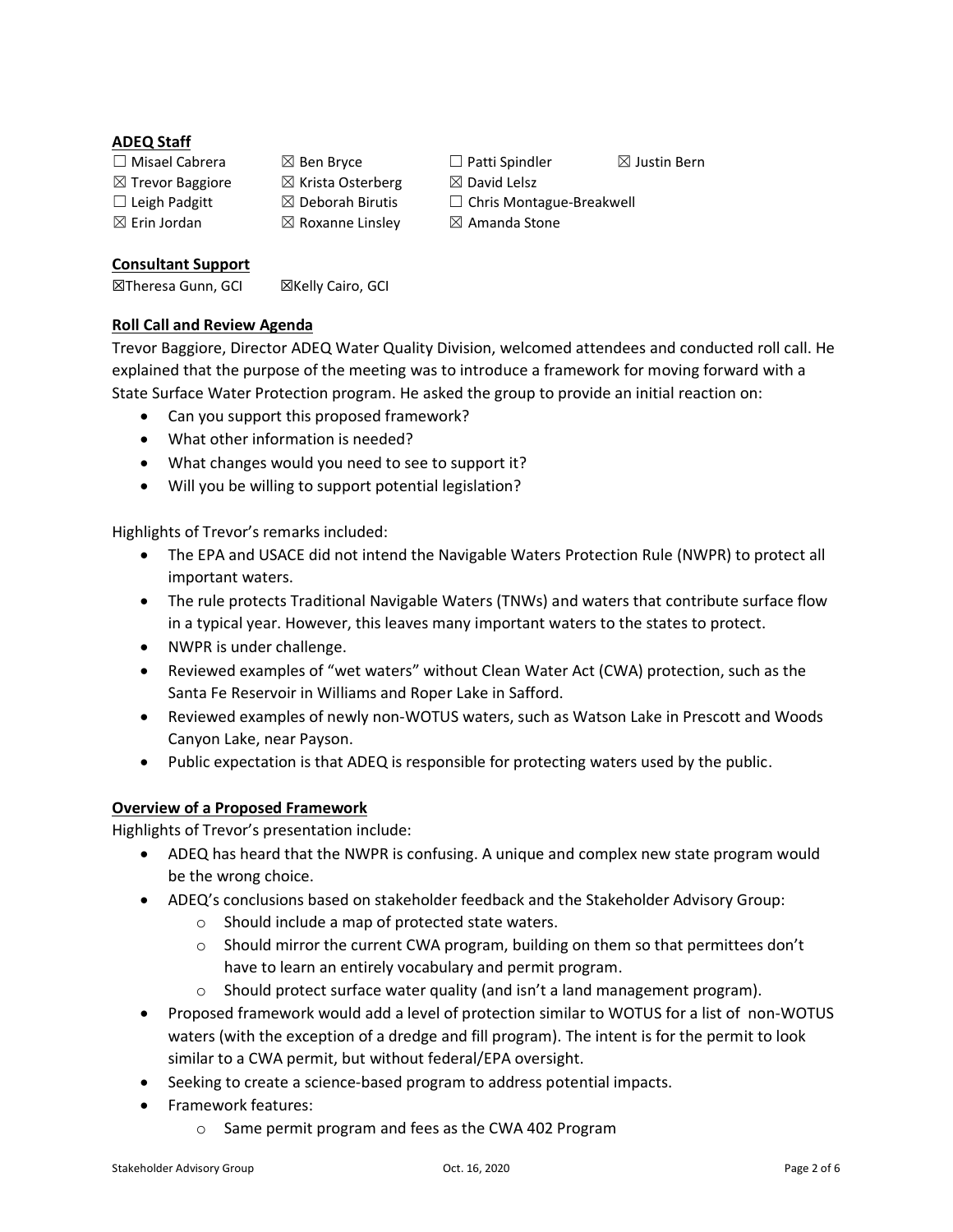**ADEQ Staff**

| | | | |
|---|---|---|---|
| ☐ Misael Cabrera | ☒ Ben Bryce | ☐ Patti Spindler | ☒ Justin Bern |
| ☒ Trevor Baggiore | ☒ Krista Osterberg | ☒ David Lelsz | |
| ☐ Leigh Padgitt | ☒ Deborah Birutis | ☐ Chris Montague-Breakwell | |
| ☒ Erin Jordan | ☒ Roxanne Linsley | ☒ Amanda Stone | |

**Consultant Support**

☒Theresa Gunn, GCI ☒Kelly Cairo, GCI

**Roll Call and Review Agenda**

Trevor Baggiore, Director ADEQ Water Quality Division, welcomed attendees and conducted roll call. He explained that the purpose of the meeting was to introduce a framework for moving forward with a State Surface Water Protection program. He asked the group to provide an initial reaction on:

- Can you support this proposed framework?
- What other information is needed?
- What changes would you need to see to support it?
- Will you be willing to support potential legislation?

Highlights of Trevor's remarks included:

- The EPA and USACE did not intend the Navigable Waters Protection Rule (NWPR) to protect all important waters.
- The rule protects Traditional Navigable Waters (TNWs) and waters that contribute surface flow in a typical year. However, this leaves many important waters to the states to protect.
- NWPR is under challenge.
- Reviewed examples of "wet waters" without Clean Water Act (CWA) protection, such as the Santa Fe Reservoir in Williams and Roper Lake in Safford.
- Reviewed examples of newly non-WOTUS waters, such as Watson Lake in Prescott and Woods Canyon Lake, near Payson.
- Public expectation is that ADEQ is responsible for protecting waters used by the public.

**Overview of a Proposed Framework**

Highlights of Trevor's presentation include:

- ADEQ has heard that the NWPR is confusing. A unique and complex new state program would be the wrong choice.
- ADEQ's conclusions based on stakeholder feedback and the Stakeholder Advisory Group:
  - Should include a map of protected state waters.
  - Should mirror the current CWA program, building on them so that permittees don't have to learn an entirely vocabulary and permit program.
  - Should protect surface water quality (and isn't a land management program).
- Proposed framework would add a level of protection similar to WOTUS for a list of non-WOTUS waters (with the exception of a dredge and fill program). The intent is for the permit to look similar to a CWA permit, but without federal/EPA oversight.
- Seeking to create a science-based program to address potential impacts.
- Framework features:
  - Same permit program and fees as the CWA 402 Program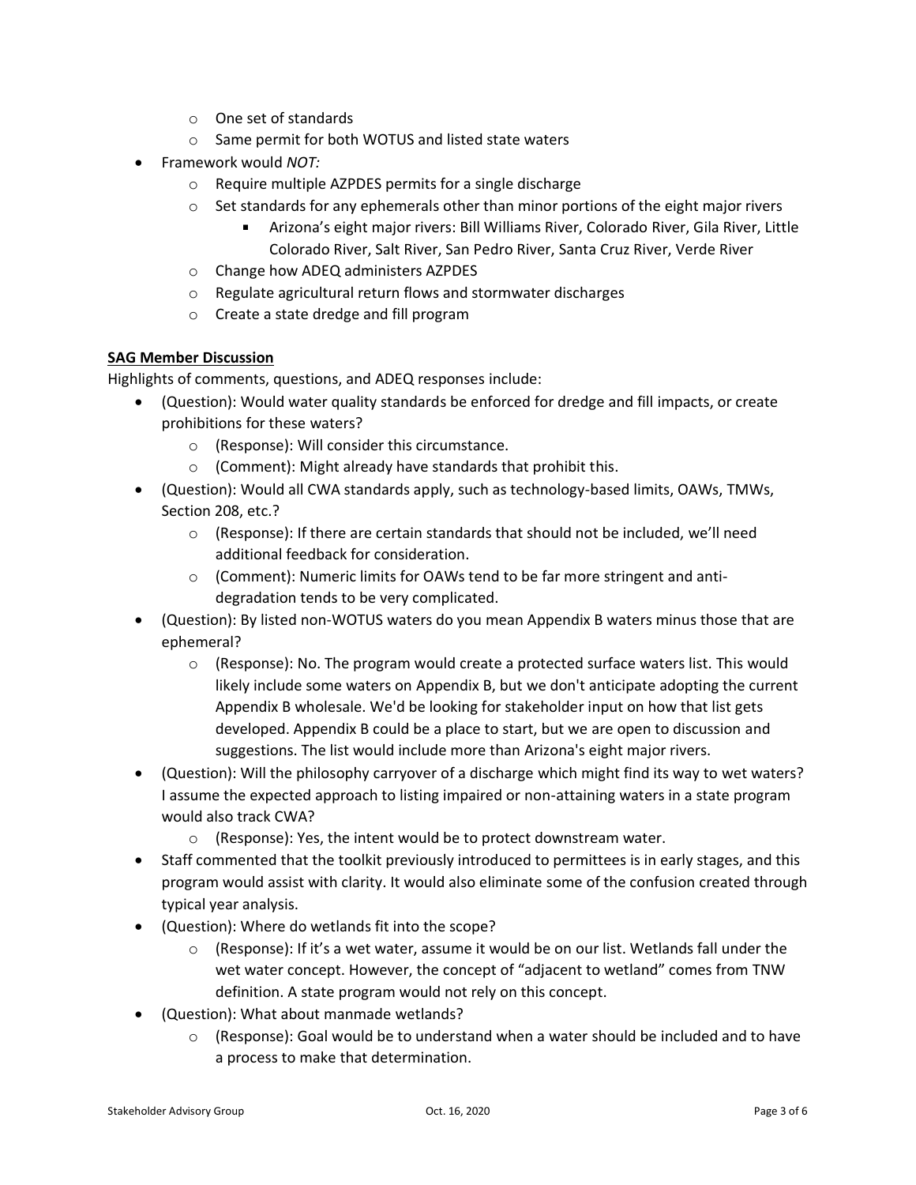- One set of standards
  - Same permit for both WOTUS and listed state waters
- Framework would *NOT:*
  - Require multiple AZPDES permits for a single discharge
  - Set standards for any ephemerals other than minor portions of the eight major rivers
    - Arizona's eight major rivers: Bill Williams River, Colorado River, Gila River, Little Colorado River, Salt River, San Pedro River, Santa Cruz River, Verde River
  - Change how ADEQ administers AZPDES
  - Regulate agricultural return flows and stormwater discharges
  - Create a state dredge and fill program

**SAG Member Discussion**

Highlights of comments, questions, and ADEQ responses include:

- (Question): Would water quality standards be enforced for dredge and fill impacts, or create prohibitions for these waters?
  - (Response): Will consider this circumstance.
  - (Comment): Might already have standards that prohibit this.
- (Question): Would all CWA standards apply, such as technology-based limits, OAWs, TMWs, Section 208, etc.?
  - (Response): If there are certain standards that should not be included, we'll need additional feedback for consideration.
  - (Comment): Numeric limits for OAWs tend to be far more stringent and anti-degradation tends to be very complicated.
- (Question): By listed non-WOTUS waters do you mean Appendix B waters minus those that are ephemeral?
  - (Response): No. The program would create a protected surface waters list. This would likely include some waters on Appendix B, but we don't anticipate adopting the current Appendix B wholesale. We'd be looking for stakeholder input on how that list gets developed. Appendix B could be a place to start, but we are open to discussion and suggestions. The list would include more than Arizona's eight major rivers.
- (Question): Will the philosophy carryover of a discharge which might find its way to wet waters? I assume the expected approach to listing impaired or non-attaining waters in a state program would also track CWA?
  - (Response): Yes, the intent would be to protect downstream water.
- Staff commented that the toolkit previously introduced to permittees is in early stages, and this program would assist with clarity. It would also eliminate some of the confusion created through typical year analysis.
- (Question): Where do wetlands fit into the scope?
  - (Response): If it's a wet water, assume it would be on our list. Wetlands fall under the wet water concept. However, the concept of "adjacent to wetland" comes from TNW definition. A state program would not rely on this concept.
- (Question): What about manmade wetlands?
  - (Response): Goal would be to understand when a water should be included and to have a process to make that determination.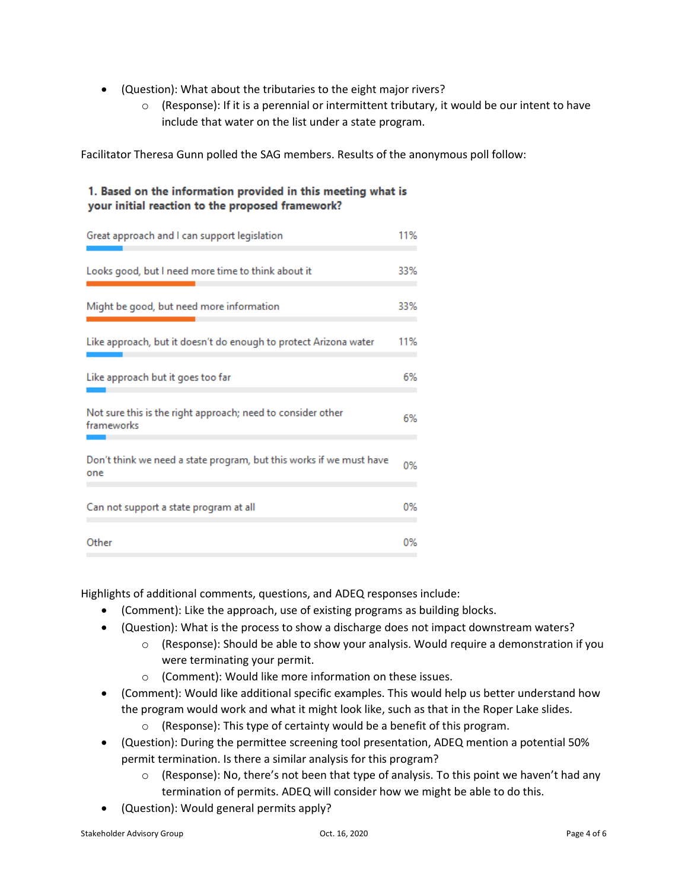- (Question): What about the tributaries to the eight major rivers?
  - (Response): If it is a perennial or intermittent tributary, it would be our intent to have include that water on the list under a state program.

Facilitator Theresa Gunn polled the SAG members. Results of the anonymous poll follow:

**1. Based on the information provided in this meeting what is your initial reaction to the proposed framework?**

| Response | Percent |
|---|---|
| Great approach and I can support legislation | 11% |
| Looks good, but I need more time to think about it | 33% |
| Might be good, but need more information | 33% |
| Like approach, but it doesn't do enough to protect Arizona water | 11% |
| Like approach but it goes too far | 6% |
| Not sure this is the right approach; need to consider other frameworks | 6% |
| Don't think we need a state program, but this works if we must have one | 0% |
| Can not support a state program at all | 0% |
| Other | 0% |

Highlights of additional comments, questions, and ADEQ responses include:

- (Comment): Like the approach, use of existing programs as building blocks.
- (Question): What is the process to show a discharge does not impact downstream waters?
  - (Response): Should be able to show your analysis. Would require a demonstration if you were terminating your permit.
  - (Comment): Would like more information on these issues.
- (Comment): Would like additional specific examples. This would help us better understand how the program would work and what it might look like, such as that in the Roper Lake slides.
  - (Response): This type of certainty would be a benefit of this program.
- (Question): During the permittee screening tool presentation, ADEQ mention a potential 50% permit termination. Is there a similar analysis for this program?
  - (Response): No, there's not been that type of analysis. To this point we haven't had any termination of permits. ADEQ will consider how we might be able to do this.
- (Question): Would general permits apply?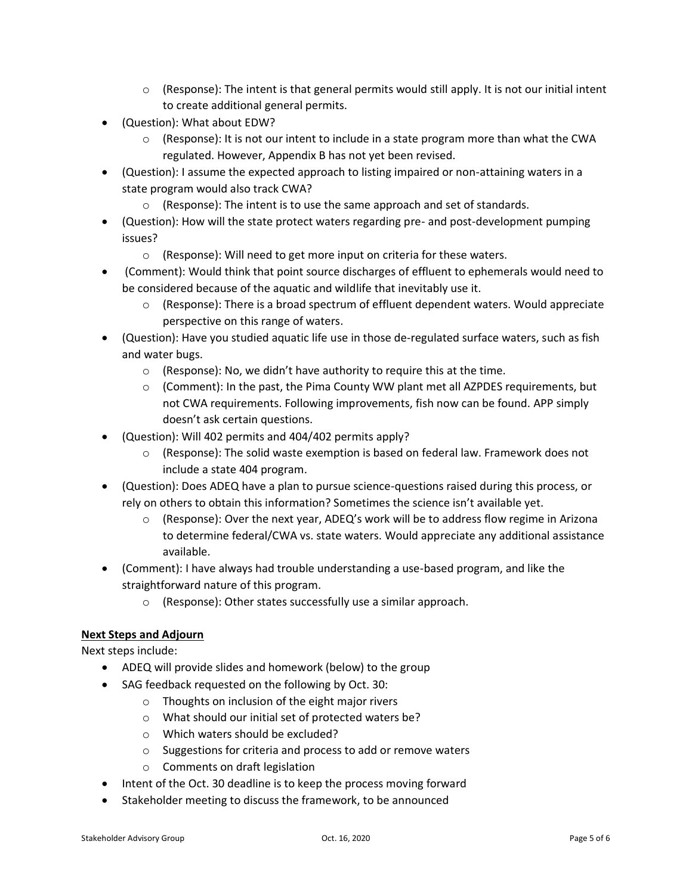- (Response): The intent is that general permits would still apply. It is not our initial intent to create additional general permits.
- (Question): What about EDW?
    - (Response): It is not our intent to include in a state program more than what the CWA regulated. However, Appendix B has not yet been revised.
- (Question): I assume the expected approach to listing impaired or non-attaining waters in a state program would also track CWA?
    - (Response): The intent is to use the same approach and set of standards.
- (Question): How will the state protect waters regarding pre- and post-development pumping issues?
    - (Response): Will need to get more input on criteria for these waters.
- (Comment): Would think that point source discharges of effluent to ephemerals would need to be considered because of the aquatic and wildlife that inevitably use it.
    - (Response): There is a broad spectrum of effluent dependent waters. Would appreciate perspective on this range of waters.
- (Question): Have you studied aquatic life use in those de-regulated surface waters, such as fish and water bugs.
    - (Response): No, we didn't have authority to require this at the time.
    - (Comment): In the past, the Pima County WW plant met all AZPDES requirements, but not CWA requirements. Following improvements, fish now can be found. APP simply doesn't ask certain questions.
- (Question): Will 402 permits and 404/402 permits apply?
    - (Response): The solid waste exemption is based on federal law. Framework does not include a state 404 program.
- (Question): Does ADEQ have a plan to pursue science-questions raised during this process, or rely on others to obtain this information? Sometimes the science isn't available yet.
    - (Response): Over the next year, ADEQ's work will be to address flow regime in Arizona to determine federal/CWA vs. state waters. Would appreciate any additional assistance available.
- (Comment): I have always had trouble understanding a use-based program, and like the straightforward nature of this program.
    - (Response): Other states successfully use a similar approach.

**Next Steps and Adjourn**

Next steps include:

- ADEQ will provide slides and homework (below) to the group
- SAG feedback requested on the following by Oct. 30:
    - Thoughts on inclusion of the eight major rivers
    - What should our initial set of protected waters be?
    - Which waters should be excluded?
    - Suggestions for criteria and process to add or remove waters
    - Comments on draft legislation
- Intent of the Oct. 30 deadline is to keep the process moving forward
- Stakeholder meeting to discuss the framework, to be announced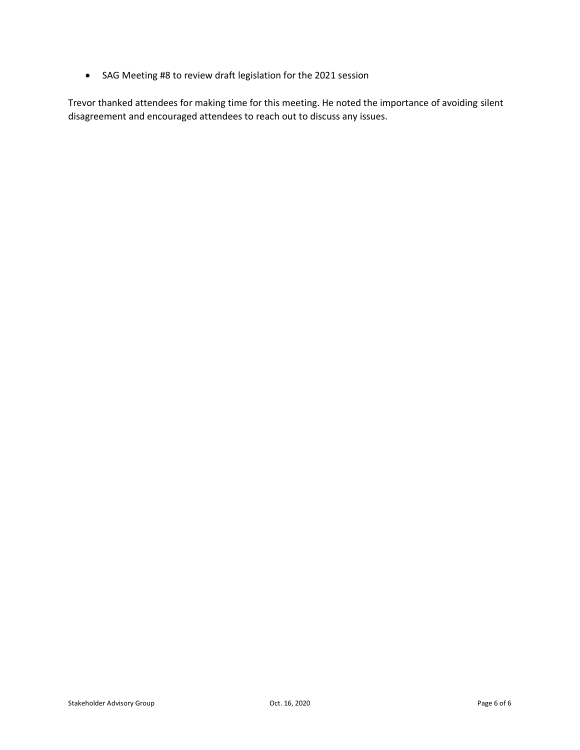- SAG Meeting #8 to review draft legislation for the 2021 session

Trevor thanked attendees for making time for this meeting. He noted the importance of avoiding silent disagreement and encouraged attendees to reach out to discuss any issues.